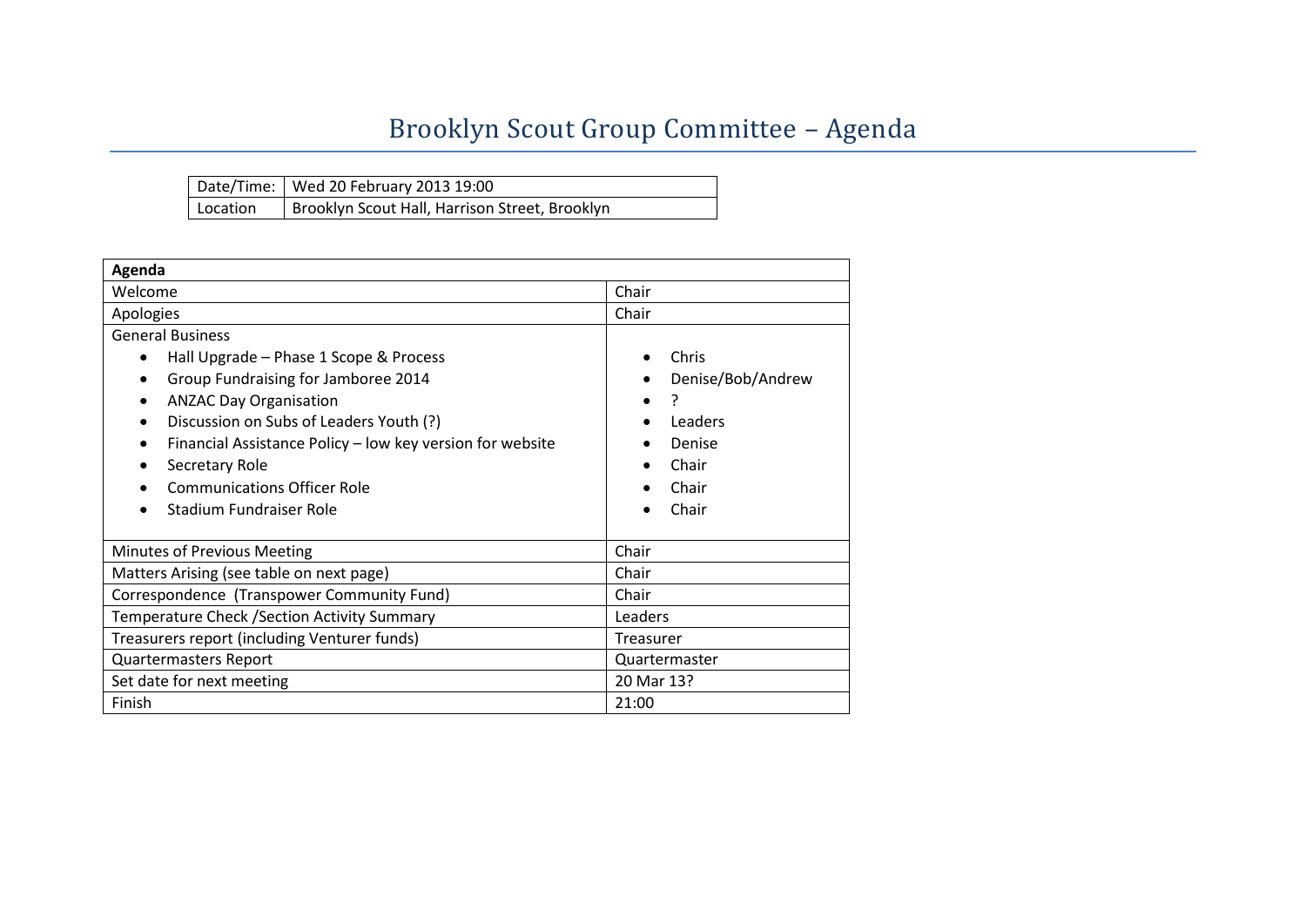# Brooklyn Scout Group Committee – Agenda

| | |
|---|---|
| Date/Time: | Wed 20 February 2013 19:00 |
| Location | Brooklyn Scout Hall, Harrison Street, Brooklyn |

| **Agenda** | |
|---|---|
| Welcome | Chair |
| Apologies | Chair |
| General Business<br>• Hall Upgrade – Phase 1 Scope & Process<br>• Group Fundraising for Jamboree 2014<br>• ANZAC Day Organisation<br>• Discussion on Subs of Leaders Youth (?)<br>• Financial Assistance Policy – low key version for website<br>• Secretary Role<br>• Communications Officer Role<br>• Stadium Fundraiser Role | <br>• Chris<br>• Denise/Bob/Andrew<br>• ?<br>• Leaders<br>• Denise<br>• Chair<br>• Chair<br>• Chair |
| Minutes of Previous Meeting | Chair |
| Matters Arising (see table on next page) | Chair |
| Correspondence (Transpower Community Fund) | Chair |
| Temperature Check /Section Activity Summary | Leaders |
| Treasurers report (including Venturer funds) | Treasurer |
| Quartermasters Report | Quartermaster |
| Set date for next meeting | 20 Mar 13? |
| Finish | 21:00 |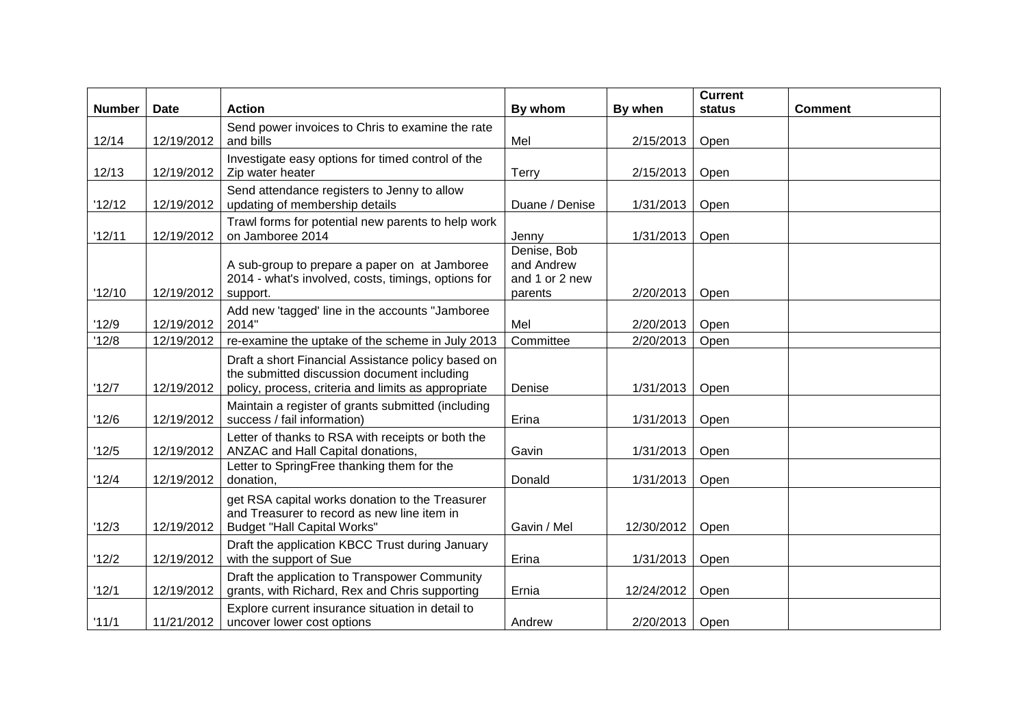| Number | Date | Action | By whom | By when | Current status | Comment |
|---|---|---|---|---|---|---|
| 12/14 | 12/19/2012 | Send power invoices to Chris to examine the rate and bills | Mel | 2/15/2013 | Open | |
| 12/13 | 12/19/2012 | Investigate easy options for timed control of the Zip water heater | Terry | 2/15/2013 | Open | |
| '12/12 | 12/19/2012 | Send attendance registers to Jenny to allow updating of membership details | Duane / Denise | 1/31/2013 | Open | |
| '12/11 | 12/19/2012 | Trawl forms for potential new parents to help work on Jamboree 2014 | Jenny | 1/31/2013 | Open | |
| '12/10 | 12/19/2012 | A sub-group to prepare a paper on at Jamboree 2014 - what's involved, costs, timings, options for support. | Denise, Bob and Andrew and 1 or 2 new parents | 2/20/2013 | Open | |
| '12/9 | 12/19/2012 | Add new 'tagged' line in the accounts "Jamboree 2014" | Mel | 2/20/2013 | Open | |
| '12/8 | 12/19/2012 | re-examine the uptake of the scheme in July 2013 | Committee | 2/20/2013 | Open | |
| '12/7 | 12/19/2012 | Draft a short Financial Assistance policy based on the submitted discussion document including policy, process, criteria and limits as appropriate | Denise | 1/31/2013 | Open | |
| '12/6 | 12/19/2012 | Maintain a register of grants submitted (including success / fail information) | Erina | 1/31/2013 | Open | |
| '12/5 | 12/19/2012 | Letter of thanks to RSA with receipts or both the ANZAC and Hall Capital donations, | Gavin | 1/31/2013 | Open | |
| '12/4 | 12/19/2012 | Letter to SpringFree thanking them for the donation, | Donald | 1/31/2013 | Open | |
| '12/3 | 12/19/2012 | get RSA capital works donation to the Treasurer and Treasurer to record as new line item in Budget "Hall Capital Works" | Gavin / Mel | 12/30/2012 | Open | |
| '12/2 | 12/19/2012 | Draft the application KBCC Trust during January with the support of Sue | Erina | 1/31/2013 | Open | |
| '12/1 | 12/19/2012 | Draft the application to Transpower Community grants, with Richard, Rex and Chris supporting | Ernia | 12/24/2012 | Open | |
| '11/1 | 11/21/2012 | Explore current insurance situation in detail to uncover lower cost options | Andrew | 2/20/2013 | Open | |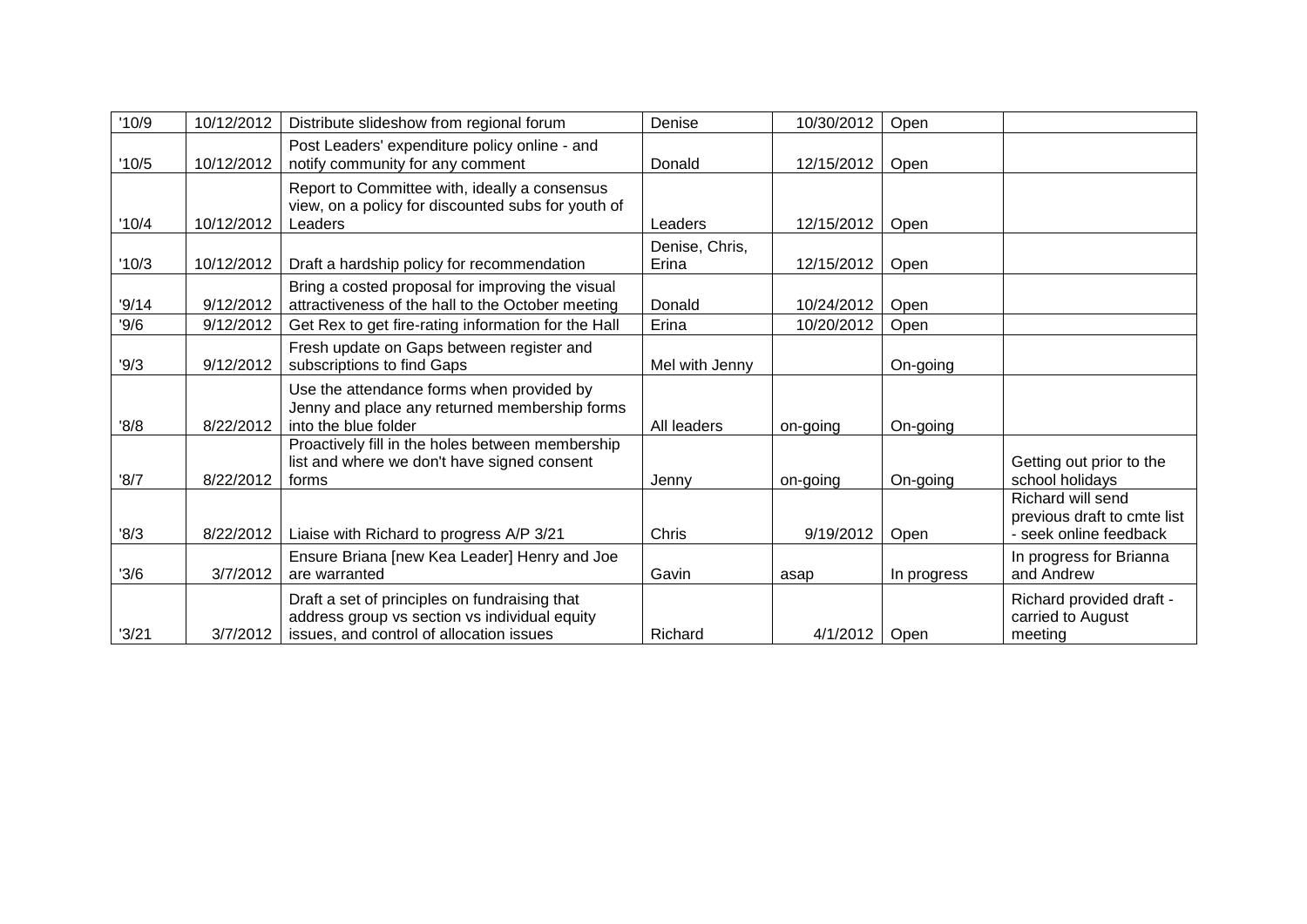| | | | | | | |
|---|---|---|---|---|---|---|
| '10/9 | 10/12/2012 | Distribute slideshow from regional forum | Denise | 10/30/2012 | Open | |
| '10/5 | 10/12/2012 | Post Leaders' expenditure policy online - and notify community for any comment | Donald | 12/15/2012 | Open | |
| '10/4 | 10/12/2012 | Report to Committee with, ideally a consensus view, on a policy for discounted subs for youth of Leaders | Leaders | 12/15/2012 | Open | |
| '10/3 | 10/12/2012 | Draft a hardship policy for recommendation | Denise, Chris, Erina | 12/15/2012 | Open | |
| '9/14 | 9/12/2012 | Bring a costed proposal for improving the visual attractiveness of the hall to the October meeting | Donald | 10/24/2012 | Open | |
| '9/6 | 9/12/2012 | Get Rex to get fire-rating information for the Hall | Erina | 10/20/2012 | Open | |
| '9/3 | 9/12/2012 | Fresh update on Gaps between register and subscriptions to find Gaps | Mel with Jenny | | On-going | |
| '8/8 | 8/22/2012 | Use the attendance forms when provided by Jenny and place any returned membership forms into the blue folder | All leaders | on-going | On-going | |
| '8/7 | 8/22/2012 | Proactively fill in the holes between membership list and where we don't have signed consent forms | Jenny | on-going | On-going | Getting out prior to the school holidays |
| '8/3 | 8/22/2012 | Liaise with Richard to progress A/P 3/21 | Chris | 9/19/2012 | Open | Richard will send previous draft to cmte list - seek online feedback |
| '3/6 | 3/7/2012 | Ensure Briana [new Kea Leader] Henry and Joe are warranted | Gavin | asap | In progress | In progress for Brianna and Andrew |
| '3/21 | 3/7/2012 | Draft a set of principles on fundraising that address group vs section vs individual equity issues, and control of allocation issues | Richard | 4/1/2012 | Open | Richard provided draft - carried to August meeting |